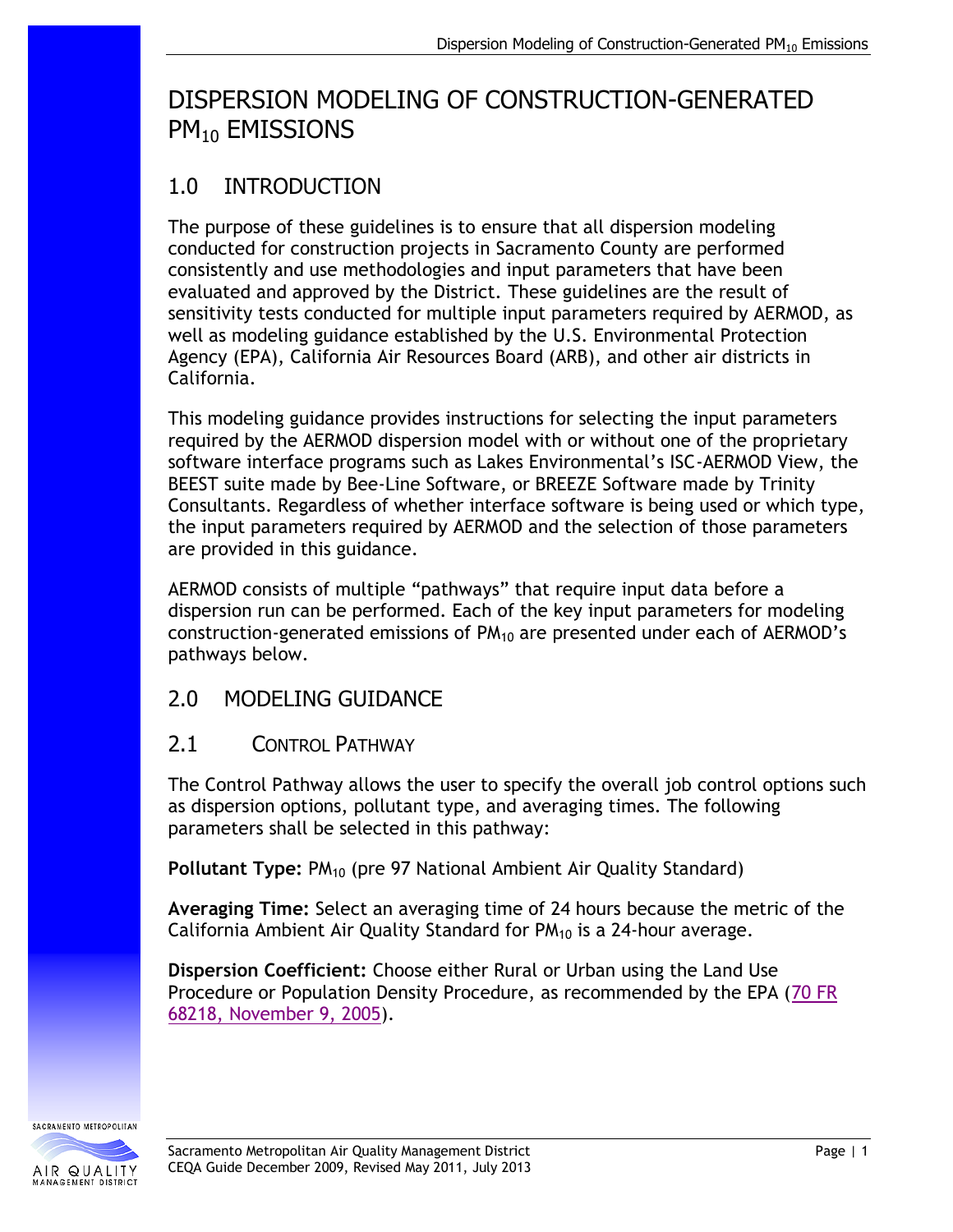# DISPERSION MODELING OF CONSTRUCTION-GENERATED $PM_{10}$ EMISSIONS

## 1.0 INTRODUCTION

The purpose of these guidelines is to ensure that all dispersion modeling conducted for construction projects in Sacramento County are performed consistently and use methodologies and input parameters that have been evaluated and approved by the District. These guidelines are the result of sensitivity tests conducted for multiple input parameters required by AERMOD, as well as modeling guidance established by the U.S. Environmental Protection Agency (EPA), California Air Resources Board (ARB), and other air districts in California.

This modeling guidance provides instructions for selecting the input parameters required by the AERMOD dispersion model with or without one of the proprietary software interface programs such as Lakes Environmental's ISC-AERMOD View, the BEEST suite made by Bee-Line Software, or BREEZE Software made by Trinity Consultants. Regardless of whether interface software is being used or which type, the input parameters required by AERMOD and the selection of those parameters are provided in this guidance.

AERMOD consists of multiple "pathways" that require input data before a dispersion run can be performed. Each of the key input parameters for modeling construction-generated emissions of $PM_{10}$ are presented under each of AERMOD's pathways below.

## 2.0 MODELING GUIDANCE

### 2.1 CONTROL PATHWAY

The Control Pathway allows the user to specify the overall job control options such as dispersion options, pollutant type, and averaging times. The following parameters shall be selected in this pathway:

**Pollutant Type:** $PM_{10}$ (pre 97 National Ambient Air Quality Standard)

**Averaging Time:** Select an averaging time of 24 hours because the metric of the California Ambient Air Quality Standard for $PM_{10}$ is a 24-hour average.

**Dispersion Coefficient:** Choose either Rural or Urban using the Land Use Procedure or Population Density Procedure, as recommended by the EPA (70 FR 68218, November 9, 2005).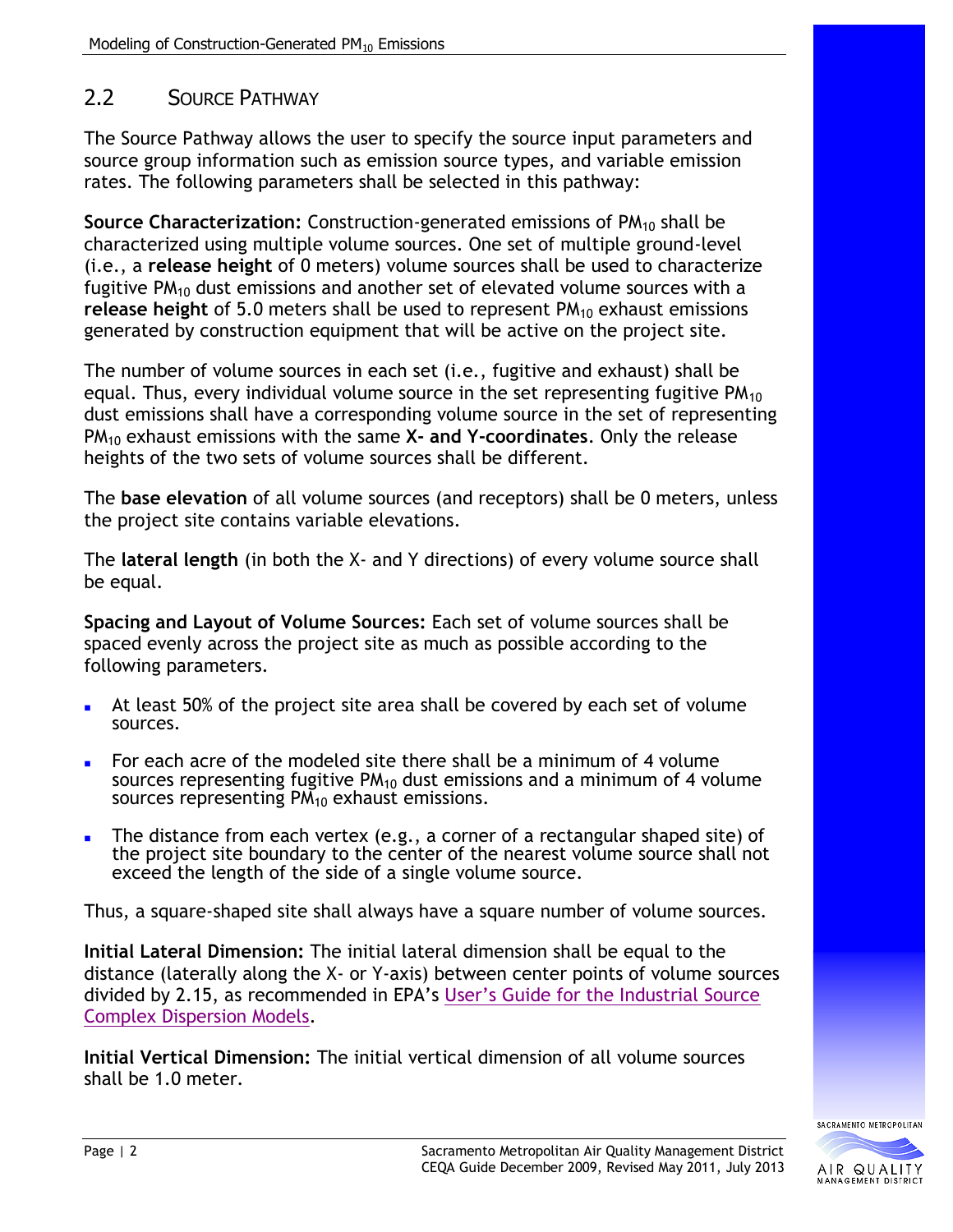## 2.2 Source Pathway

The Source Pathway allows the user to specify the source input parameters and source group information such as emission source types, and variable emission rates. The following parameters shall be selected in this pathway:

**Source Characterization:** Construction-generated emissions of $PM_{10}$ shall be characterized using multiple volume sources. One set of multiple ground-level (i.e., a **release height** of 0 meters) volume sources shall be used to characterize fugitive $PM_{10}$ dust emissions and another set of elevated volume sources with a **release height** of 5.0 meters shall be used to represent $PM_{10}$ exhaust emissions generated by construction equipment that will be active on the project site.

The number of volume sources in each set (i.e., fugitive and exhaust) shall be equal. Thus, every individual volume source in the set representing fugitive $PM_{10}$ dust emissions shall have a corresponding volume source in the set of representing $PM_{10}$ exhaust emissions with the same **X- and Y-coordinates**. Only the release heights of the two sets of volume sources shall be different.

The **base elevation** of all volume sources (and receptors) shall be 0 meters, unless the project site contains variable elevations.

The **lateral length** (in both the X- and Y directions) of every volume source shall be equal.

**Spacing and Layout of Volume Sources:** Each set of volume sources shall be spaced evenly across the project site as much as possible according to the following parameters.

- At least 50% of the project site area shall be covered by each set of volume sources.
- For each acre of the modeled site there shall be a minimum of 4 volume sources representing fugitive $PM_{10}$ dust emissions and a minimum of 4 volume sources representing $PM_{10}$ exhaust emissions.
- The distance from each vertex (e.g., a corner of a rectangular shaped site) of the project site boundary to the center of the nearest volume source shall not exceed the length of the side of a single volume source.

Thus, a square-shaped site shall always have a square number of volume sources.

**Initial Lateral Dimension:** The initial lateral dimension shall be equal to the distance (laterally along the X- or Y-axis) between center points of volume sources divided by 2.15, as recommended in EPA's User's Guide for the Industrial Source Complex Dispersion Models.

**Initial Vertical Dimension:** The initial vertical dimension of all volume sources shall be 1.0 meter.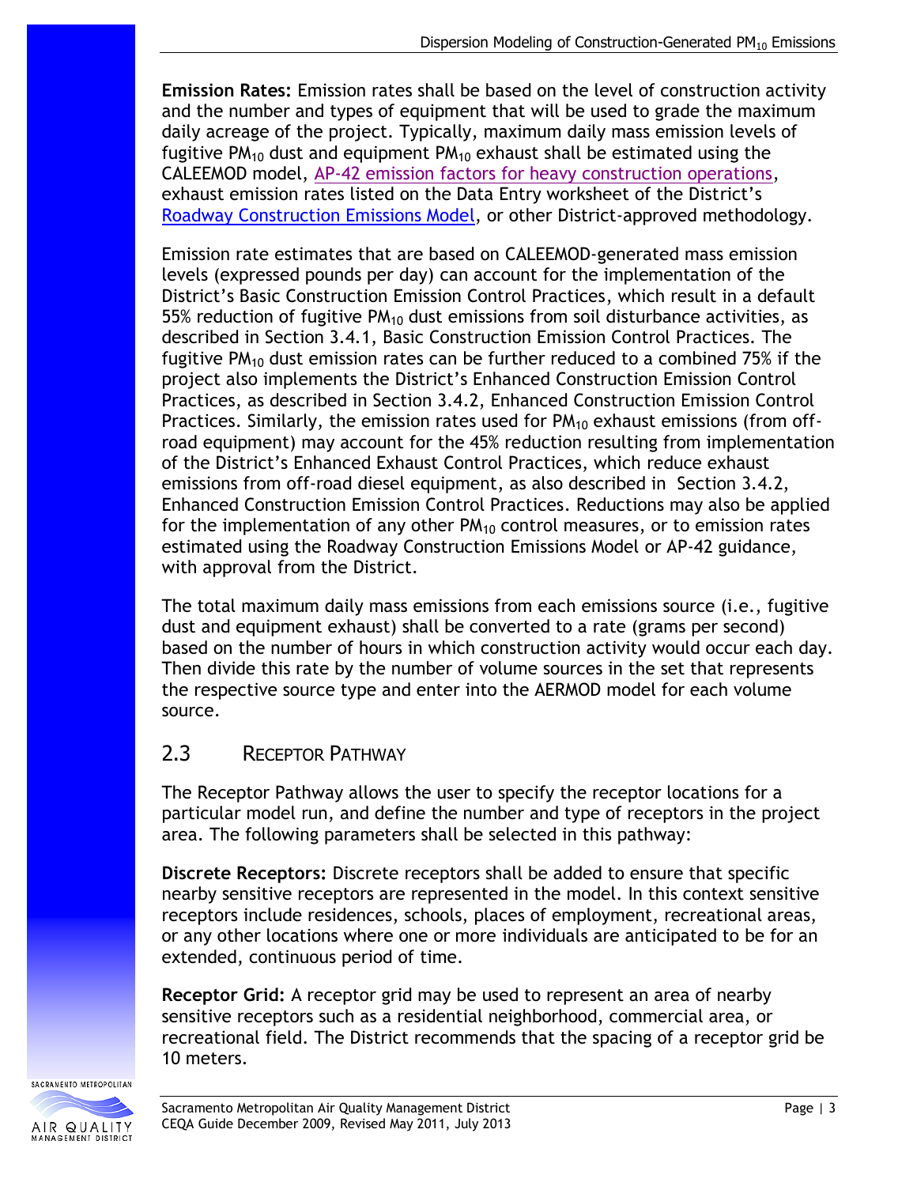**Emission Rates:** Emission rates shall be based on the level of construction activity and the number and types of equipment that will be used to grade the maximum daily acreage of the project. Typically, maximum daily mass emission levels of fugitive $PM_{10}$ dust and equipment $PM_{10}$ exhaust shall be estimated using the CALEEMOD model, AP-42 emission factors for heavy construction operations, exhaust emission rates listed on the Data Entry worksheet of the District's Roadway Construction Emissions Model, or other District-approved methodology.

Emission rate estimates that are based on CALEEMOD-generated mass emission levels (expressed pounds per day) can account for the implementation of the District's Basic Construction Emission Control Practices, which result in a default 55% reduction of fugitive $PM_{10}$ dust emissions from soil disturbance activities, as described in Section 3.4.1, Basic Construction Emission Control Practices. The fugitive $PM_{10}$ dust emission rates can be further reduced to a combined 75% if the project also implements the District's Enhanced Construction Emission Control Practices, as described in Section 3.4.2, Enhanced Construction Emission Control Practices. Similarly, the emission rates used for $PM_{10}$ exhaust emissions (from off-road equipment) may account for the 45% reduction resulting from implementation of the District's Enhanced Exhaust Control Practices, which reduce exhaust emissions from off-road diesel equipment, as also described in Section 3.4.2, Enhanced Construction Emission Control Practices. Reductions may also be applied for the implementation of any other $PM_{10}$ control measures, or to emission rates estimated using the Roadway Construction Emissions Model or AP-42 guidance, with approval from the District.

The total maximum daily mass emissions from each emissions source (i.e., fugitive dust and equipment exhaust) shall be converted to a rate (grams per second) based on the number of hours in which construction activity would occur each day. Then divide this rate by the number of volume sources in the set that represents the respective source type and enter into the AERMOD model for each volume source.

## 2.3 Receptor Pathway

The Receptor Pathway allows the user to specify the receptor locations for a particular model run, and define the number and type of receptors in the project area. The following parameters shall be selected in this pathway:

**Discrete Receptors:** Discrete receptors shall be added to ensure that specific nearby sensitive receptors are represented in the model. In this context sensitive receptors include residences, schools, places of employment, recreational areas, or any other locations where one or more individuals are anticipated to be for an extended, continuous period of time.

**Receptor Grid:** A receptor grid may be used to represent an area of nearby sensitive receptors such as a residential neighborhood, commercial area, or recreational field. The District recommends that the spacing of a receptor grid be 10 meters.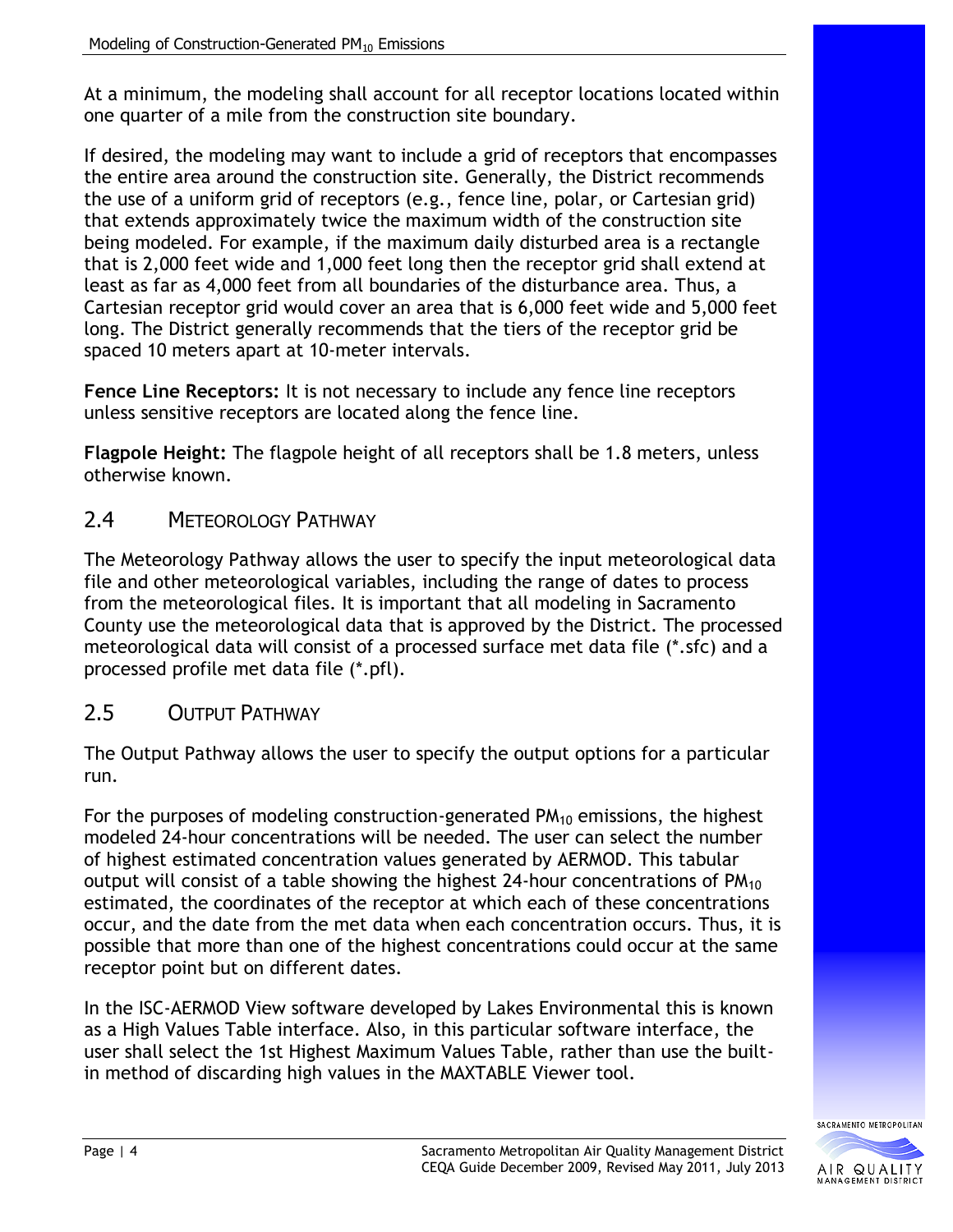At a minimum, the modeling shall account for all receptor locations located within one quarter of a mile from the construction site boundary.

If desired, the modeling may want to include a grid of receptors that encompasses the entire area around the construction site. Generally, the District recommends the use of a uniform grid of receptors (e.g., fence line, polar, or Cartesian grid) that extends approximately twice the maximum width of the construction site being modeled. For example, if the maximum daily disturbed area is a rectangle that is 2,000 feet wide and 1,000 feet long then the receptor grid shall extend at least as far as 4,000 feet from all boundaries of the disturbance area. Thus, a Cartesian receptor grid would cover an area that is 6,000 feet wide and 5,000 feet long. The District generally recommends that the tiers of the receptor grid be spaced 10 meters apart at 10-meter intervals.

**Fence Line Receptors:** It is not necessary to include any fence line receptors unless sensitive receptors are located along the fence line.

**Flagpole Height:** The flagpole height of all receptors shall be 1.8 meters, unless otherwise known.

## 2.4 METEOROLOGY PATHWAY

The Meteorology Pathway allows the user to specify the input meteorological data file and other meteorological variables, including the range of dates to process from the meteorological files. It is important that all modeling in Sacramento County use the meteorological data that is approved by the District. The processed meteorological data will consist of a processed surface met data file (*.sfc) and a processed profile met data file (*.pfl).

## 2.5 OUTPUT PATHWAY

The Output Pathway allows the user to specify the output options for a particular run.

For the purposes of modeling construction-generated $PM_{10}$ emissions, the highest modeled 24-hour concentrations will be needed. The user can select the number of highest estimated concentration values generated by AERMOD. This tabular output will consist of a table showing the highest 24-hour concentrations of $PM_{10}$ estimated, the coordinates of the receptor at which each of these concentrations occur, and the date from the met data when each concentration occurs. Thus, it is possible that more than one of the highest concentrations could occur at the same receptor point but on different dates.

In the ISC-AERMOD View software developed by Lakes Environmental this is known as a High Values Table interface. Also, in this particular software interface, the user shall select the 1st Highest Maximum Values Table, rather than use the built-in method of discarding high values in the MAXTABLE Viewer tool.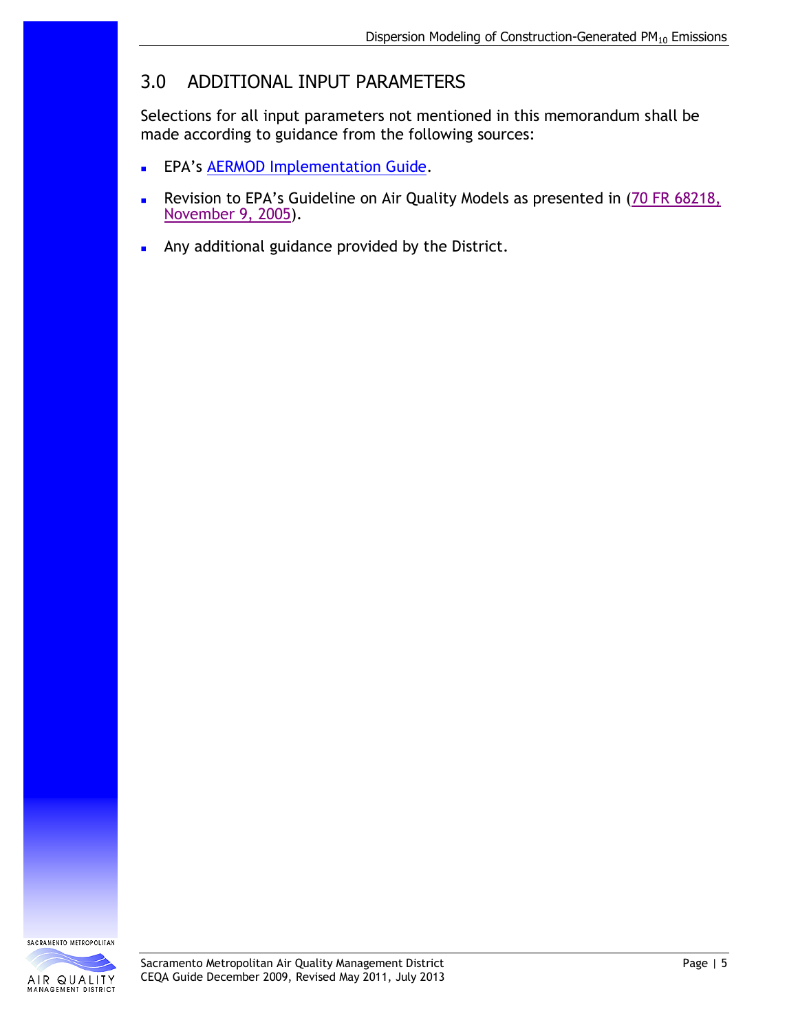## 3.0 ADDITIONAL INPUT PARAMETERS

Selections for all input parameters not mentioned in this memorandum shall be made according to guidance from the following sources:

- EPA's AERMOD Implementation Guide.
- Revision to EPA's Guideline on Air Quality Models as presented in (70 FR 68218, November 9, 2005).
- Any additional guidance provided by the District.